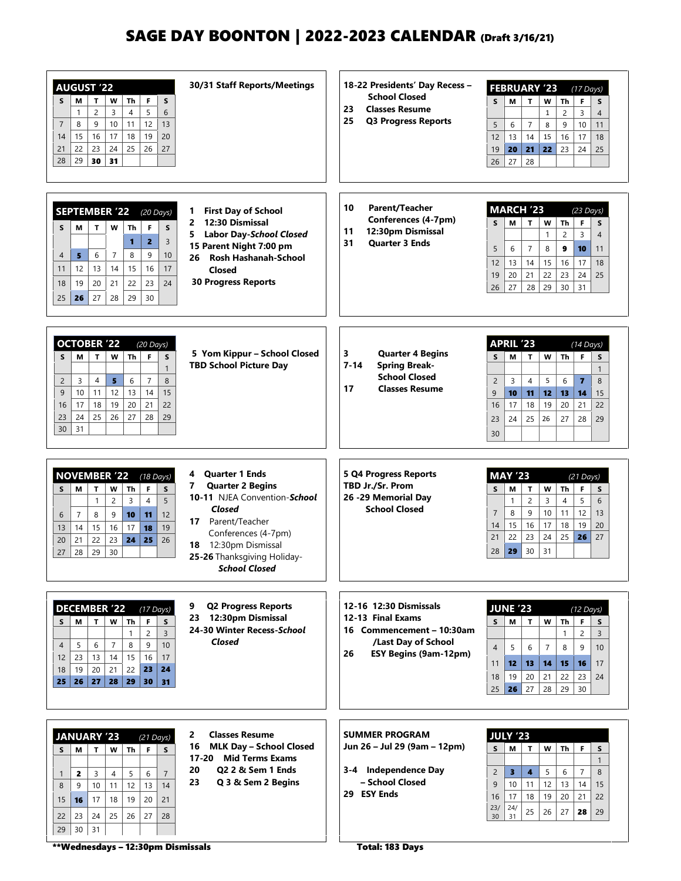# SAGE DAY BOONTON | 2022-2023 CALENDAR (Draft 3/16/21)

## AUGUST '22

| S | M | T | W | Th | F | S |
|---|---|---|---|---|---|---|
| | 1 | 2 | 3 | 4 | 5 | 6 |
| 7 | 8 | 9 | 10 | 11 | 12 | 13 |
| 14 | 15 | 16 | 17 | 18 | 19 | 20 |
| 21 | 22 | 23 | 24 | 25 | 26 | 27 |
| 28 | 29 | **30** | **31** | | | |

**30/31 Staff Reports/Meetings**

## SEPTEMBER '22 (20 Days)

| S | M | T | W | Th | F | S |
|---|---|---|---|---|---|---|
| | | | | **1** | **2** | 3 |
| 4 | **5** | 6 | 7 | 8 | 9 | 10 |
| 11 | 12 | 13 | 14 | 15 | 16 | 17 |
| 18 | 19 | 20 | 21 | 22 | 23 | 24 |
| 25 | **26** | 27 | 28 | 29 | 30 | |

- **1 First Day of School**
- **2 12:30 Dismissal**
- **5 Labor Day-*School Closed***
- **15 Parent Night 7:00 pm**
- **26 Rosh Hashanah-School Closed**
- **30 Progress Reports**

## OCTOBER '22 (20 Days)

| S | M | T | W | Th | F | S |
|---|---|---|---|---|---|---|
| | | | | | | 1 |
| 2 | 3 | 4 | **5** | 6 | 7 | 8 |
| 9 | 10 | 11 | 12 | 13 | 14 | 15 |
| 16 | 17 | 18 | 19 | 20 | 21 | 22 |
| 23 | 24 | 25 | 26 | 27 | 28 | 29 |
| 30 | 31 | | | | | |

- **5 Yom Kippur – School Closed**
- **TBD School Picture Day**

## NOVEMBER '22 (18 Days)

| S | M | T | W | Th | F | S |
|---|---|---|---|---|---|---|
| | | 1 | 2 | 3 | 4 | 5 |
| 6 | 7 | 8 | 9 | **10** | **11** | 12 |
| 13 | 14 | 15 | 16 | 17 | **18** | 19 |
| 20 | 21 | 22 | 23 | **24** | **25** | 26 |
| 27 | 28 | 29 | 30 | | | |

- **4 Quarter 1 Ends**
- **7 Quarter 2 Begins**
- **10-11** NJEA Convention-***School Closed***
- **17** Parent/Teacher Conferences (4-7pm)
- **18** 12:30pm Dismissal
- **25-26** Thanksgiving Holiday-***School Closed***

## DECEMBER '22 (17 Days)

| S | M | T | W | Th | F | S |
|---|---|---|---|---|---|---|
| | | | | 1 | 2 | 3 |
| 4 | 5 | 6 | 7 | 8 | 9 | 10 |
| 12 | 23 | 13 | 14 | 15 | 16 | 17 |
| 18 | 19 | 20 | 21 | 22 | **23** | **24** |
| **25** | **26** | **27** | **28** | **29** | **30** | **31** |

- **9 Q2 Progress Reports**
- **23 12:30pm Dismissal**
- **24-30 Winter Recess-*School Closed***

## JANUARY '23 (21 Days)

| S | M | T | W | Th | F | S |
|---|---|---|---|---|---|---|
| 1 | **2** | 3 | 4 | 5 | 6 | 7 |
| 8 | 9 | 10 | 11 | 12 | 13 | 14 |
| 15 | **16** | 17 | 18 | 19 | 20 | 21 |
| 22 | 23 | 24 | 25 | 26 | 27 | 28 |
| 29 | 30 | 31 | | | | |

- **2 Classes Resume**
- **16 MLK Day – School Closed**
- **17-20 Mid Terms Exams**
- **20 Q2 2 & Sem 1 Ends**
- **23 Q 3 & Sem 2 Begins**

## FEBRUARY '23 (17 Days)

| S | M | T | W | Th | F | S |
|---|---|---|---|---|---|---|
| | | | 1 | 2 | 3 | 4 |
| 5 | 6 | 7 | 8 | 9 | 10 | 11 |
| 12 | 13 | 14 | 15 | 16 | 17 | 18 |
| 19 | **20** | **21** | **22** | 23 | 24 | 25 |
| 26 | 27 | 28 | | | | |

- **18-22 Presidents' Day Recess – School Closed**
- **23 Classes Resume**
- **25 Q3 Progress Reports**

## MARCH '23 (23 Days)

| S | M | T | W | Th | F | S |
|---|---|---|---|---|---|---|
| | | | 1 | 2 | 3 | 4 |
| 5 | 6 | 7 | 8 | **9** | **10** | 11 |
| 12 | 13 | 14 | 15 | 16 | 17 | 18 |
| 19 | 20 | 21 | 22 | 23 | 24 | 25 |
| 26 | 27 | 28 | 29 | 30 | 31 | |

- **10 Parent/Teacher Conferences (4-7pm)**
- **11 12:30pm Dismissal**
- **31 Quarter 3 Ends**

## APRIL '23 (14 Days)

| S | M | T | W | Th | F | S |
|---|---|---|---|---|---|---|
| | | | | | | 1 |
| 2 | 3 | 4 | 5 | 6 | **7** | 8 |
| 9 | **10** | **11** | **12** | **13** | **14** | 15 |
| 16 | 17 | 18 | 19 | 20 | 21 | 22 |
| 23 | 24 | 25 | 26 | 27 | 28 | 29 |
| 30 | | | | | | |

- **3 Quarter 4 Begins**
- **7-14 Spring Break-School Closed**
- **17 Classes Resume**

## MAY '23 (21 Days)

| S | M | T | W | Th | F | S |
|---|---|---|---|---|---|---|
| | 1 | 2 | 3 | 4 | 5 | 6 |
| 7 | 8 | 9 | 10 | 11 | 12 | 13 |
| 14 | 15 | 16 | 17 | 18 | 19 | 20 |
| 21 | 22 | 23 | 24 | 25 | **26** | 27 |
| 28 | **29** | 30 | 31 | | | |

- **5 Q4 Progress Reports**
- **TBD Jr./Sr. Prom**
- **26 -29 Memorial Day School Closed**

## JUNE '23 (12 Days)

| S | M | T | W | Th | F | S |
|---|---|---|---|---|---|---|
| | | | | 1 | 2 | 3 |
| 4 | 5 | 6 | 7 | 8 | 9 | 10 |
| 11 | **12** | **13** | **14** | **15** | **16** | 17 |
| 18 | 19 | 20 | 21 | 22 | 23 | 24 |
| 25 | **26** | 27 | 28 | 29 | 30 | |

- **12-16 12:30 Dismissals**
- **12-13 Final Exams**
- **16 Commencement – 10:30am /Last Day of School**
- **26 ESY Begins (9am-12pm)**

## JULY '23

| S | M | T | W | Th | F | S |
|---|---|---|---|---|---|---|
| | | | | | | 1 |
| 2 | **3** | **4** | 5 | 6 | 7 | 8 |
| 9 | 10 | 11 | 12 | 13 | 14 | 15 |
| 16 | 17 | 18 | 19 | 20 | 21 | 22 |
| 23/30 | 24/31 | 25 | 26 | 27 | **28** | 29 |

**SUMMER PROGRAM**
**Jun 26 – Jul 29 (9am – 12pm)**

- **3-4 Independence Day – School Closed**
- **29 ESY Ends**

**\*\*Wednesdays – 12:30pm Dismissals**

**Total: 183 Days**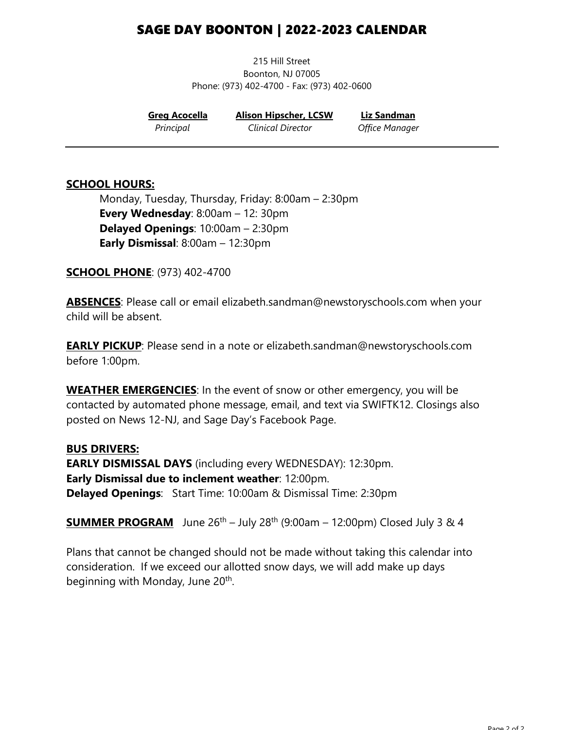# SAGE DAY BOONTON | 2022-2023 CALENDAR

215 Hill Street
Boonton, NJ 07005
Phone: (973) 402-4700 - Fax: (973) 402-0600

**Greg Acocella** — *Principal*
**Alison Hipscher, LCSW** — *Clinical Director*
**Liz Sandman** — *Office Manager*

---

**SCHOOL HOURS:**

Monday, Tuesday, Thursday, Friday: 8:00am – 2:30pm
**Every Wednesday**: 8:00am – 12: 30pm
**Delayed Openings**: 10:00am – 2:30pm
**Early Dismissal**: 8:00am – 12:30pm

**SCHOOL PHONE**: (973) 402-4700

**ABSENCES**: Please call or email elizabeth.sandman@newstoryschools.com when your child will be absent.

**EARLY PICKUP**: Please send in a note or elizabeth.sandman@newstoryschools.com before 1:00pm.

**WEATHER EMERGENCIES**: In the event of snow or other emergency, you will be contacted by automated phone message, email, and text via SWIFTK12. Closings also posted on News 12-NJ, and Sage Day's Facebook Page.

**BUS DRIVERS:**
**EARLY DISMISSAL DAYS** (including every WEDNESDAY): 12:30pm.
**Early Dismissal due to inclement weather**: 12:00pm.
**Delayed Openings**: Start Time: 10:00am & Dismissal Time: 2:30pm

**SUMMER PROGRAM** June 26th – July 28th (9:00am – 12:00pm) Closed July 3 & 4

Plans that cannot be changed should not be made without taking this calendar into consideration. If we exceed our allotted snow days, we will add make up days beginning with Monday, June 20th.